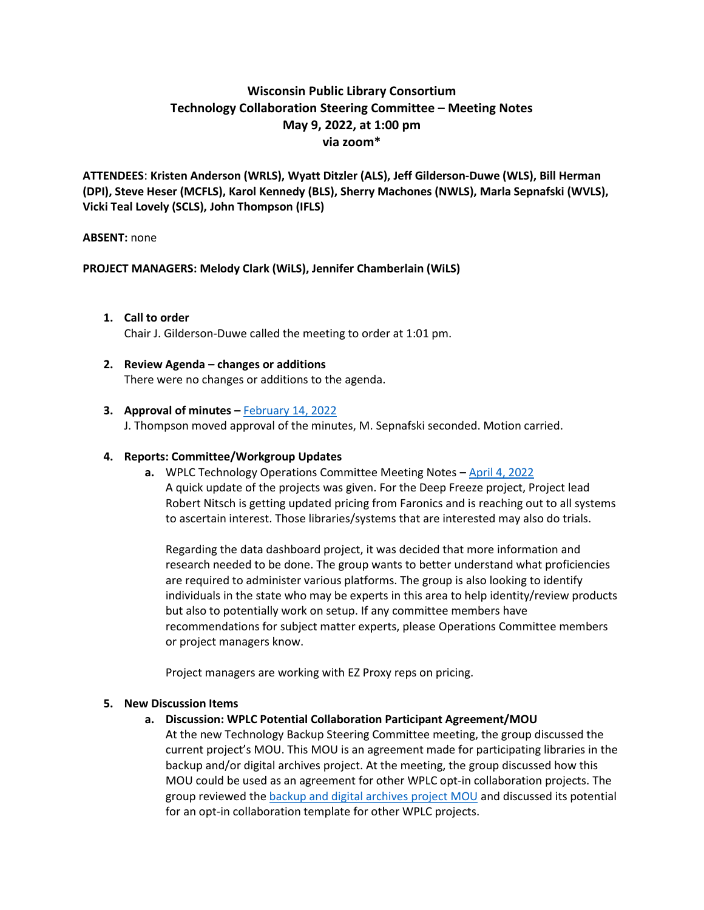# Wisconsin Public Library Consortium
# Technology Collaboration Steering Committee – Meeting Notes
# May 9, 2022, at 1:00 pm
# via zoom*

**ATTENDEES**: **Kristen Anderson (WRLS), Wyatt Ditzler (ALS), Jeff Gilderson-Duwe (WLS), Bill Herman (DPI), Steve Heser (MCFLS), Karol Kennedy (BLS), Sherry Machones (NWLS), Marla Sepnafski (WVLS), Vicki Teal Lovely (SCLS), John Thompson (IFLS)**

**ABSENT:** none

**PROJECT MANAGERS: Melody Clark (WiLS), Jennifer Chamberlain (WiLS)**

1. **Call to order**
   Chair J. Gilderson-Duwe called the meeting to order at 1:01 pm.

2. **Review Agenda – changes or additions**
   There were no changes or additions to the agenda.

3. **Approval of minutes –** February 14, 2022
   J. Thompson moved approval of the minutes, M. Sepnafski seconded. Motion carried.

4. **Reports: Committee/Workgroup Updates**
   a. WPLC Technology Operations Committee Meeting Notes **–** April 4, 2022
      A quick update of the projects was given. For the Deep Freeze project, Project lead Robert Nitsch is getting updated pricing from Faronics and is reaching out to all systems to ascertain interest. Those libraries/systems that are interested may also do trials.

      Regarding the data dashboard project, it was decided that more information and research needed to be done. The group wants to better understand what proficiencies are required to administer various platforms. The group is also looking to identify individuals in the state who may be experts in this area to help identity/review products but also to potentially work on setup. If any committee members have recommendations for subject matter experts, please Operations Committee members or project managers know.

      Project managers are working with EZ Proxy reps on pricing.

5. **New Discussion Items**
   a. **Discussion: WPLC Potential Collaboration Participant Agreement/MOU**
      At the new Technology Backup Steering Committee meeting, the group discussed the current project's MOU. This MOU is an agreement made for participating libraries in the backup and/or digital archives project. At the meeting, the group discussed how this MOU could be used as an agreement for other WPLC opt-in collaboration projects. The group reviewed the backup and digital archives project MOU and discussed its potential for an opt-in collaboration template for other WPLC projects.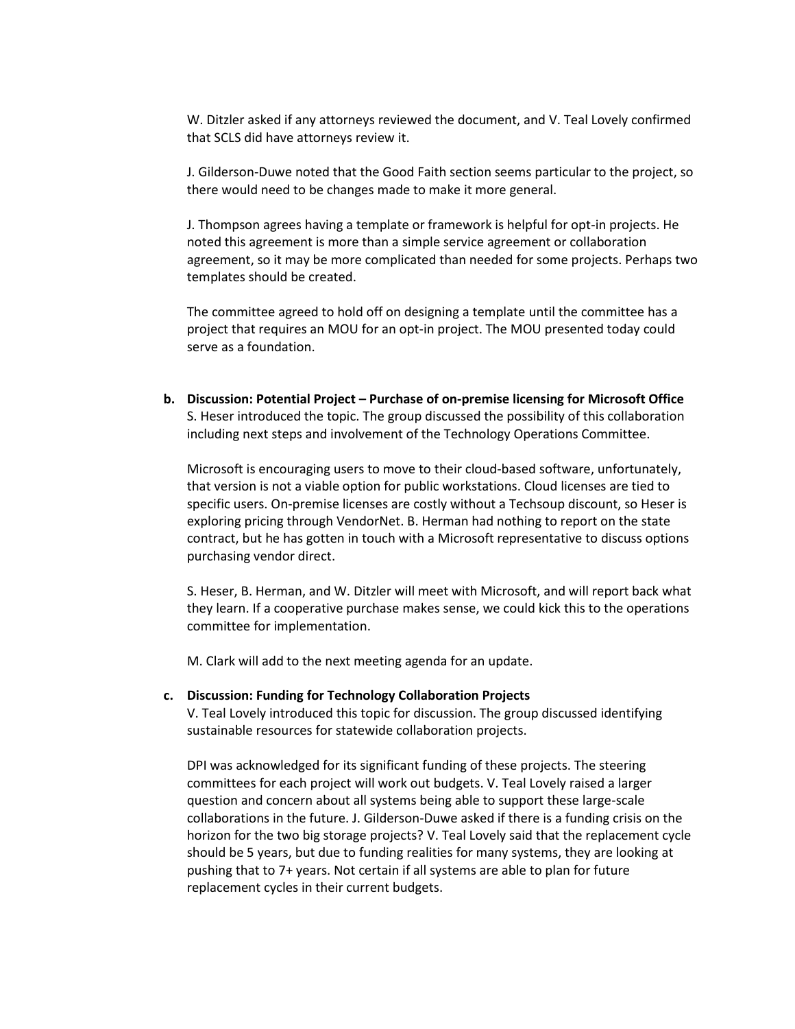W. Ditzler asked if any attorneys reviewed the document, and V. Teal Lovely confirmed that SCLS did have attorneys review it.

J. Gilderson-Duwe noted that the Good Faith section seems particular to the project, so there would need to be changes made to make it more general.

J. Thompson agrees having a template or framework is helpful for opt-in projects. He noted this agreement is more than a simple service agreement or collaboration agreement, so it may be more complicated than needed for some projects. Perhaps two templates should be created.

The committee agreed to hold off on designing a template until the committee has a project that requires an MOU for an opt-in project. The MOU presented today could serve as a foundation.

**b. Discussion: Potential Project – Purchase of on-premise licensing for Microsoft Office**

S. Heser introduced the topic. The group discussed the possibility of this collaboration including next steps and involvement of the Technology Operations Committee.

Microsoft is encouraging users to move to their cloud-based software, unfortunately, that version is not a viable option for public workstations. Cloud licenses are tied to specific users. On-premise licenses are costly without a Techsoup discount, so Heser is exploring pricing through VendorNet. B. Herman had nothing to report on the state contract, but he has gotten in touch with a Microsoft representative to discuss options purchasing vendor direct.

S. Heser, B. Herman, and W. Ditzler will meet with Microsoft, and will report back what they learn. If a cooperative purchase makes sense, we could kick this to the operations committee for implementation.

M. Clark will add to the next meeting agenda for an update.

**c. Discussion: Funding for Technology Collaboration Projects**

V. Teal Lovely introduced this topic for discussion. The group discussed identifying sustainable resources for statewide collaboration projects.

DPI was acknowledged for its significant funding of these projects. The steering committees for each project will work out budgets. V. Teal Lovely raised a larger question and concern about all systems being able to support these large-scale collaborations in the future. J. Gilderson-Duwe asked if there is a funding crisis on the horizon for the two big storage projects? V. Teal Lovely said that the replacement cycle should be 5 years, but due to funding realities for many systems, they are looking at pushing that to 7+ years. Not certain if all systems are able to plan for future replacement cycles in their current budgets.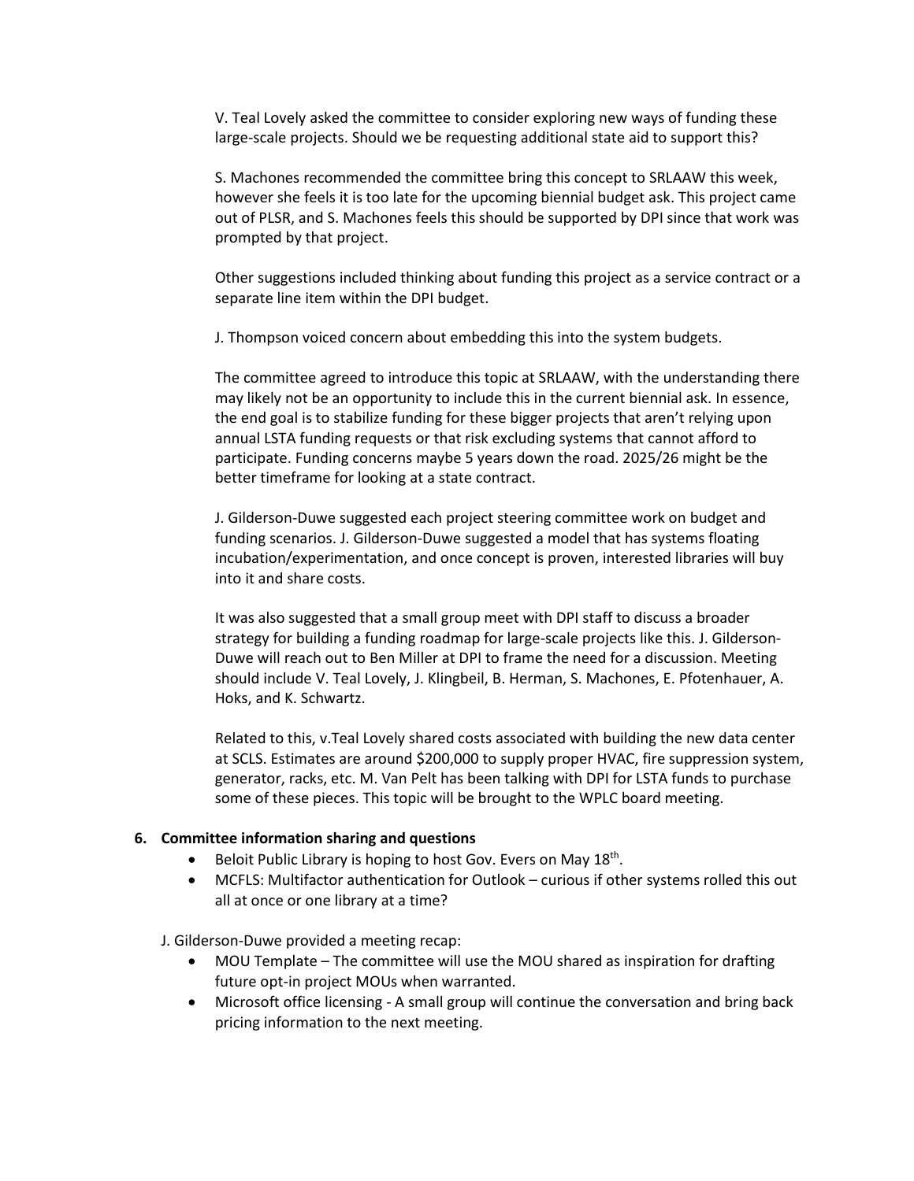V. Teal Lovely asked the committee to consider exploring new ways of funding these large-scale projects. Should we be requesting additional state aid to support this?

S. Machones recommended the committee bring this concept to SRLAAW this week, however she feels it is too late for the upcoming biennial budget ask. This project came out of PLSR, and S. Machones feels this should be supported by DPI since that work was prompted by that project.

Other suggestions included thinking about funding this project as a service contract or a separate line item within the DPI budget.

J. Thompson voiced concern about embedding this into the system budgets.

The committee agreed to introduce this topic at SRLAAW, with the understanding there may likely not be an opportunity to include this in the current biennial ask. In essence, the end goal is to stabilize funding for these bigger projects that aren't relying upon annual LSTA funding requests or that risk excluding systems that cannot afford to participate. Funding concerns maybe 5 years down the road. 2025/26 might be the better timeframe for looking at a state contract.

J. Gilderson-Duwe suggested each project steering committee work on budget and funding scenarios. J. Gilderson-Duwe suggested a model that has systems floating incubation/experimentation, and once concept is proven, interested libraries will buy into it and share costs.

It was also suggested that a small group meet with DPI staff to discuss a broader strategy for building a funding roadmap for large-scale projects like this. J. Gilderson-Duwe will reach out to Ben Miller at DPI to frame the need for a discussion. Meeting should include V. Teal Lovely, J. Klingbeil, B. Herman, S. Machones, E. Pfotenhauer, A. Hoks, and K. Schwartz.

Related to this, v.Teal Lovely shared costs associated with building the new data center at SCLS. Estimates are around $200,000 to supply proper HVAC, fire suppression system, generator, racks, etc. M. Van Pelt has been talking with DPI for LSTA funds to purchase some of these pieces. This topic will be brought to the WPLC board meeting.

6. **Committee information sharing and questions**
   - Beloit Public Library is hoping to host Gov. Evers on May 18th.
   - MCFLS: Multifactor authentication for Outlook – curious if other systems rolled this out all at once or one library at a time?

J. Gilderson-Duwe provided a meeting recap:

- MOU Template – The committee will use the MOU shared as inspiration for drafting future opt-in project MOUs when warranted.
- Microsoft office licensing - A small group will continue the conversation and bring back pricing information to the next meeting.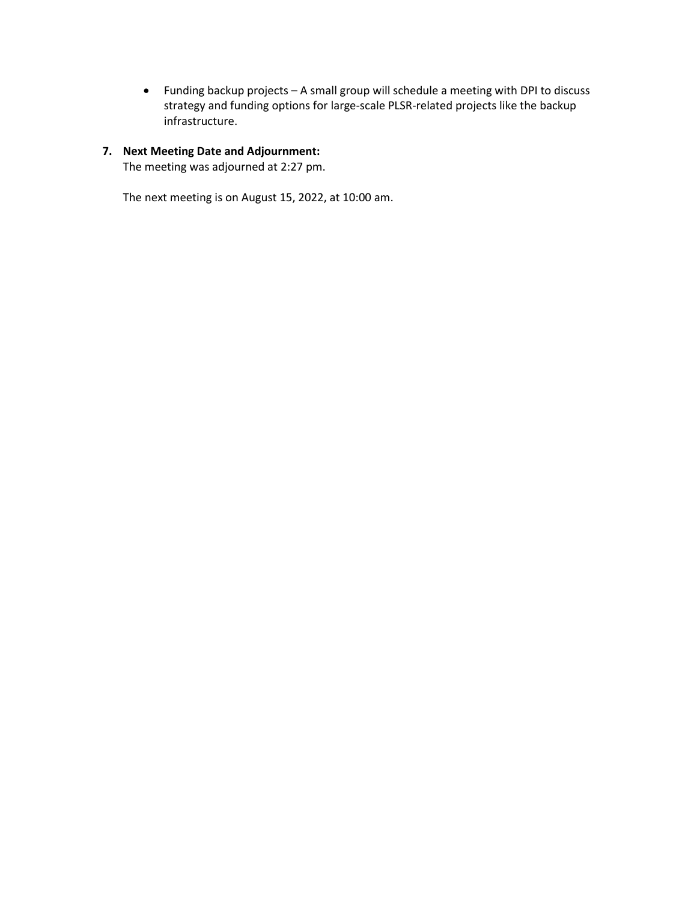- Funding backup projects – A small group will schedule a meeting with DPI to discuss strategy and funding options for large-scale PLSR-related projects like the backup infrastructure.

7. **Next Meeting Date and Adjournment:**

   The meeting was adjourned at 2:27 pm.

   The next meeting is on August 15, 2022, at 10:00 am.